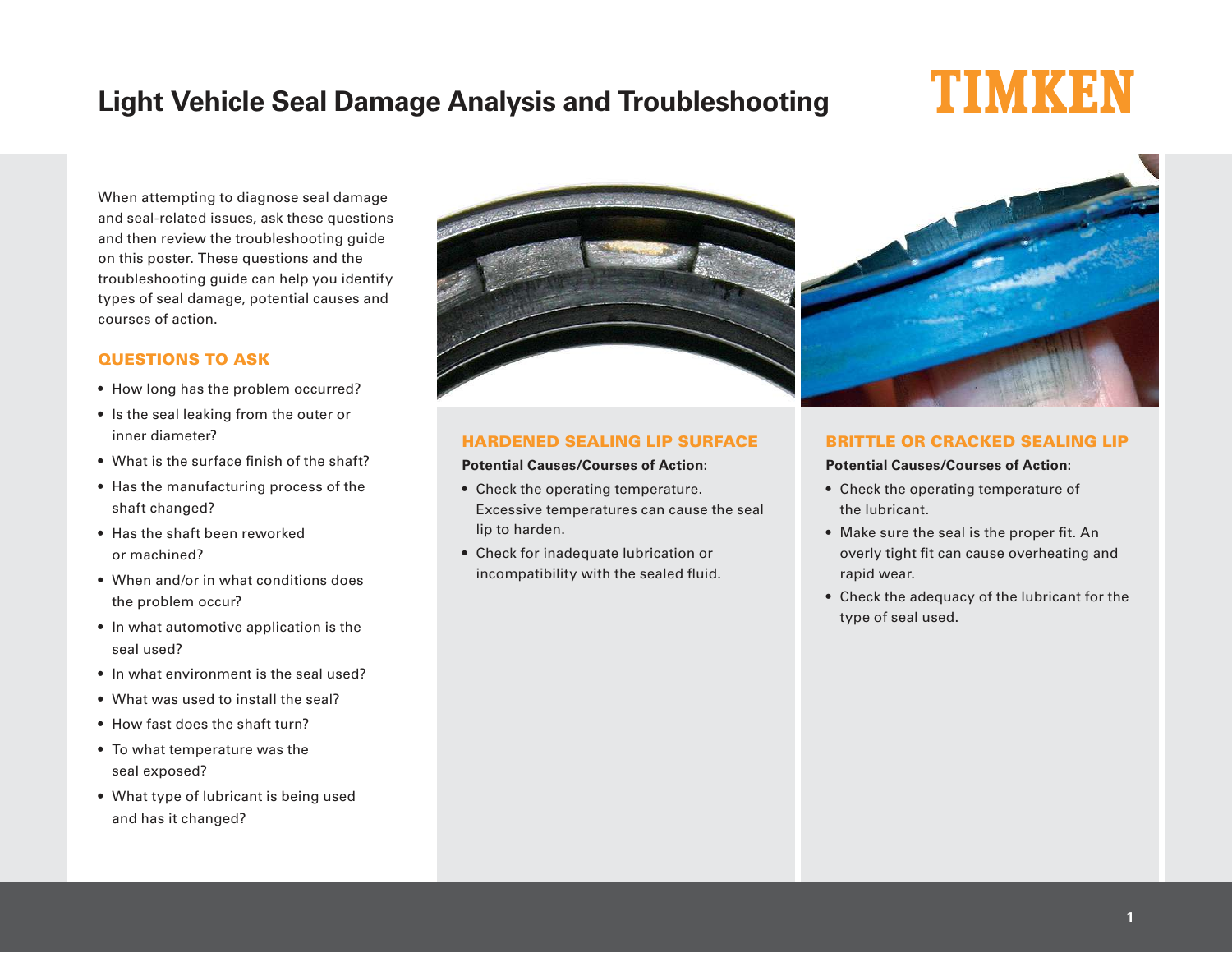# Light Vehicle Seal Damage Analysis and Troubleshooting

TIMKEN

When attempting to diagnose seal damage and seal-related issues, ask these questions and then review the troubleshooting guide on this poster. These questions and the troubleshooting guide can help you identify types of seal damage, potential causes and courses of action.

## QUESTIONS TO ASK

- How long has the problem occurred?
- Is the seal leaking from the outer or inner diameter?
- What is the surface finish of the shaft?
- Has the manufacturing process of the shaft changed?
- Has the shaft been reworked or machined?
- When and/or in what conditions does the problem occur?
- In what automotive application is the seal used?
- In what environment is the seal used?
- What was used to install the seal?
- How fast does the shaft turn?
- To what temperature was the seal exposed?
- What type of lubricant is being used and has it changed?

## HARDENED SEALING LIP SURFACE

**Potential Causes/Courses of Action:**

- Check the operating temperature. Excessive temperatures can cause the seal lip to harden.
- Check for inadequate lubrication or incompatibility with the sealed fluid.

## BRITTLE OR CRACKED SEALING LIP

**Potential Causes/Courses of Action:**

- Check the operating temperature of the lubricant.
- Make sure the seal is the proper fit. An overly tight fit can cause overheating and rapid wear.
- Check the adequacy of the lubricant for the type of seal used.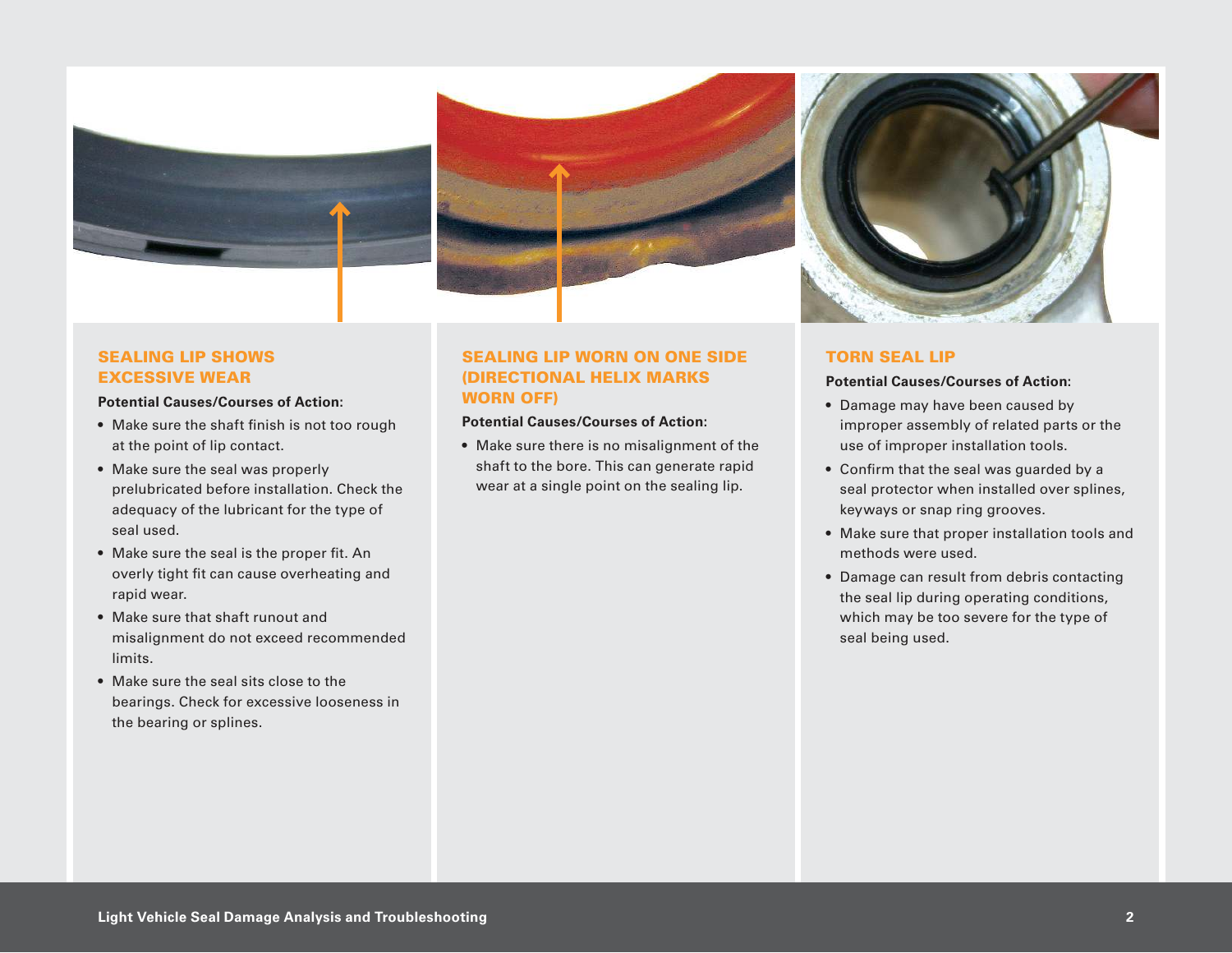## SEALING LIP SHOWS EXCESSIVE WEAR

**Potential Causes/Courses of Action:**

- Make sure the shaft finish is not too rough at the point of lip contact.
- Make sure the seal was properly prelubricated before installation. Check the adequacy of the lubricant for the type of seal used.
- Make sure the seal is the proper fit. An overly tight fit can cause overheating and rapid wear.
- Make sure that shaft runout and misalignment do not exceed recommended limits.
- Make sure the seal sits close to the bearings. Check for excessive looseness in the bearing or splines.

## SEALING LIP WORN ON ONE SIDE (DIRECTIONAL HELIX MARKS WORN OFF)

**Potential Causes/Courses of Action:**

- Make sure there is no misalignment of the shaft to the bore. This can generate rapid wear at a single point on the sealing lip.

## TORN SEAL LIP

**Potential Causes/Courses of Action:**

- Damage may have been caused by improper assembly of related parts or the use of improper installation tools.
- Confirm that the seal was guarded by a seal protector when installed over splines, keyways or snap ring grooves.
- Make sure that proper installation tools and methods were used.
- Damage can result from debris contacting the seal lip during operating conditions, which may be too severe for the type of seal being used.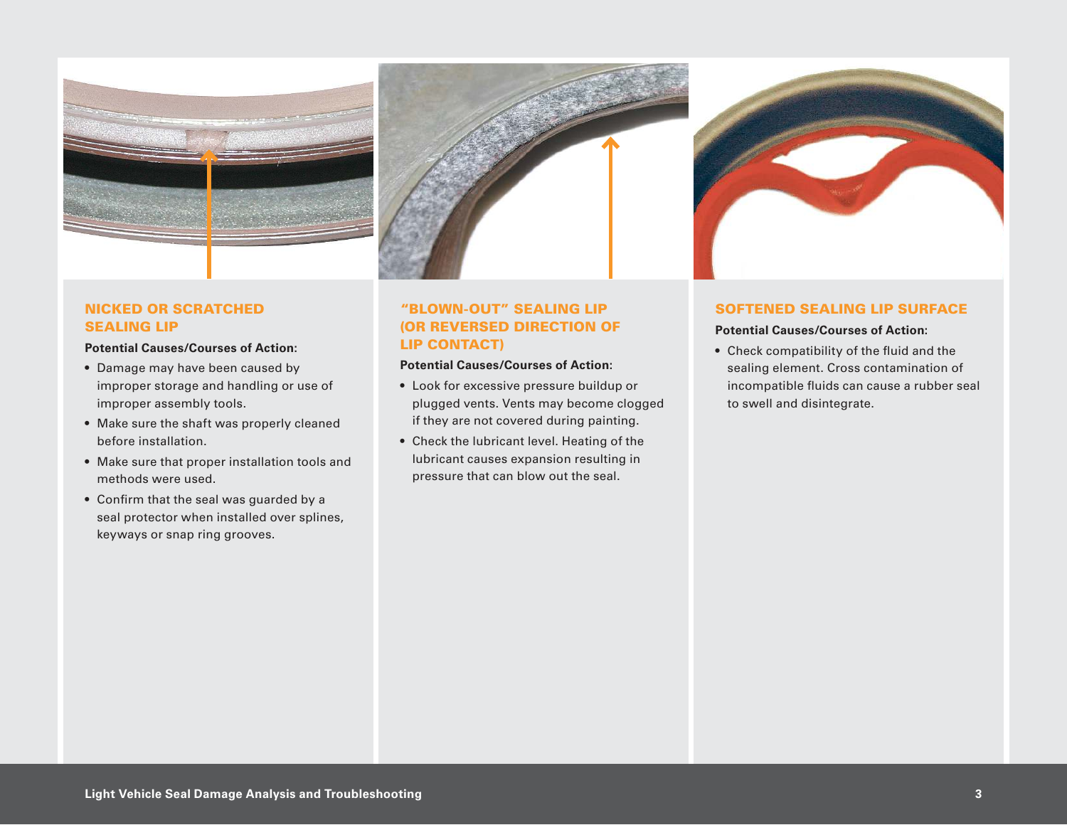## NICKED OR SCRATCHED SEALING LIP

**Potential Causes/Courses of Action:**

- Damage may have been caused by improper storage and handling or use of improper assembly tools.
- Make sure the shaft was properly cleaned before installation.
- Make sure that proper installation tools and methods were used.
- Confirm that the seal was guarded by a seal protector when installed over splines, keyways or snap ring grooves.

## "BLOWN-OUT" SEALING LIP (OR REVERSED DIRECTION OF LIP CONTACT)

**Potential Causes/Courses of Action:**

- Look for excessive pressure buildup or plugged vents. Vents may become clogged if they are not covered during painting.
- Check the lubricant level. Heating of the lubricant causes expansion resulting in pressure that can blow out the seal.

## SOFTENED SEALING LIP SURFACE

**Potential Causes/Courses of Action:**

- Check compatibility of the fluid and the sealing element. Cross contamination of incompatible fluids can cause a rubber seal to swell and disintegrate.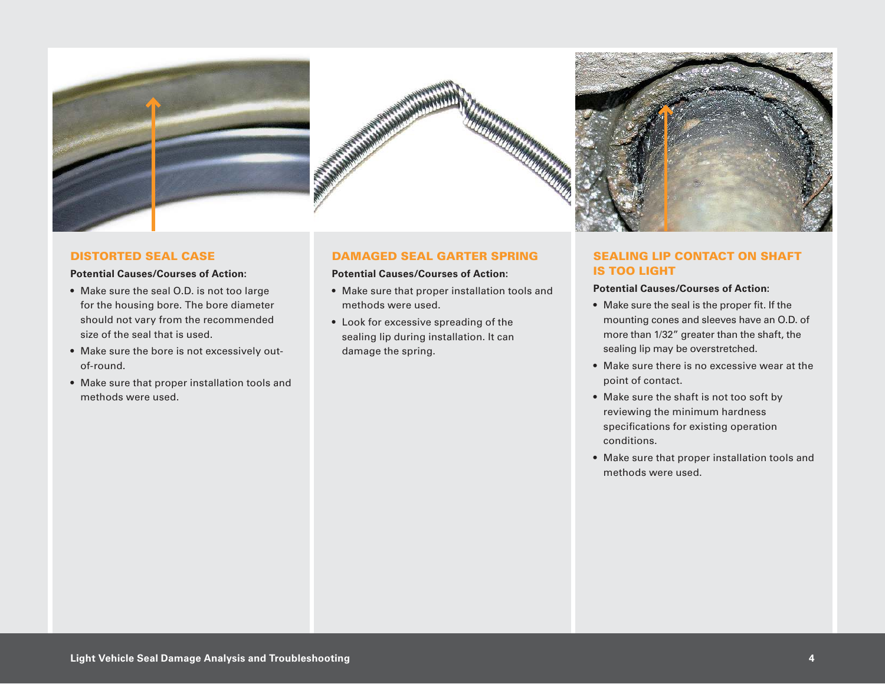## DISTORTED SEAL CASE

**Potential Causes/Courses of Action:**

- Make sure the seal O.D. is not too large for the housing bore. The bore diameter should not vary from the recommended size of the seal that is used.
- Make sure the bore is not excessively out-of-round.
- Make sure that proper installation tools and methods were used.

## DAMAGED SEAL GARTER SPRING

**Potential Causes/Courses of Action:**

- Make sure that proper installation tools and methods were used.
- Look for excessive spreading of the sealing lip during installation. It can damage the spring.

## SEALING LIP CONTACT ON SHAFT IS TOO LIGHT

**Potential Causes/Courses of Action:**

- Make sure the seal is the proper fit. If the mounting cones and sleeves have an O.D. of more than 1/32″ greater than the shaft, the sealing lip may be overstretched.
- Make sure there is no excessive wear at the point of contact.
- Make sure the shaft is not too soft by reviewing the minimum hardness specifications for existing operation conditions.
- Make sure that proper installation tools and methods were used.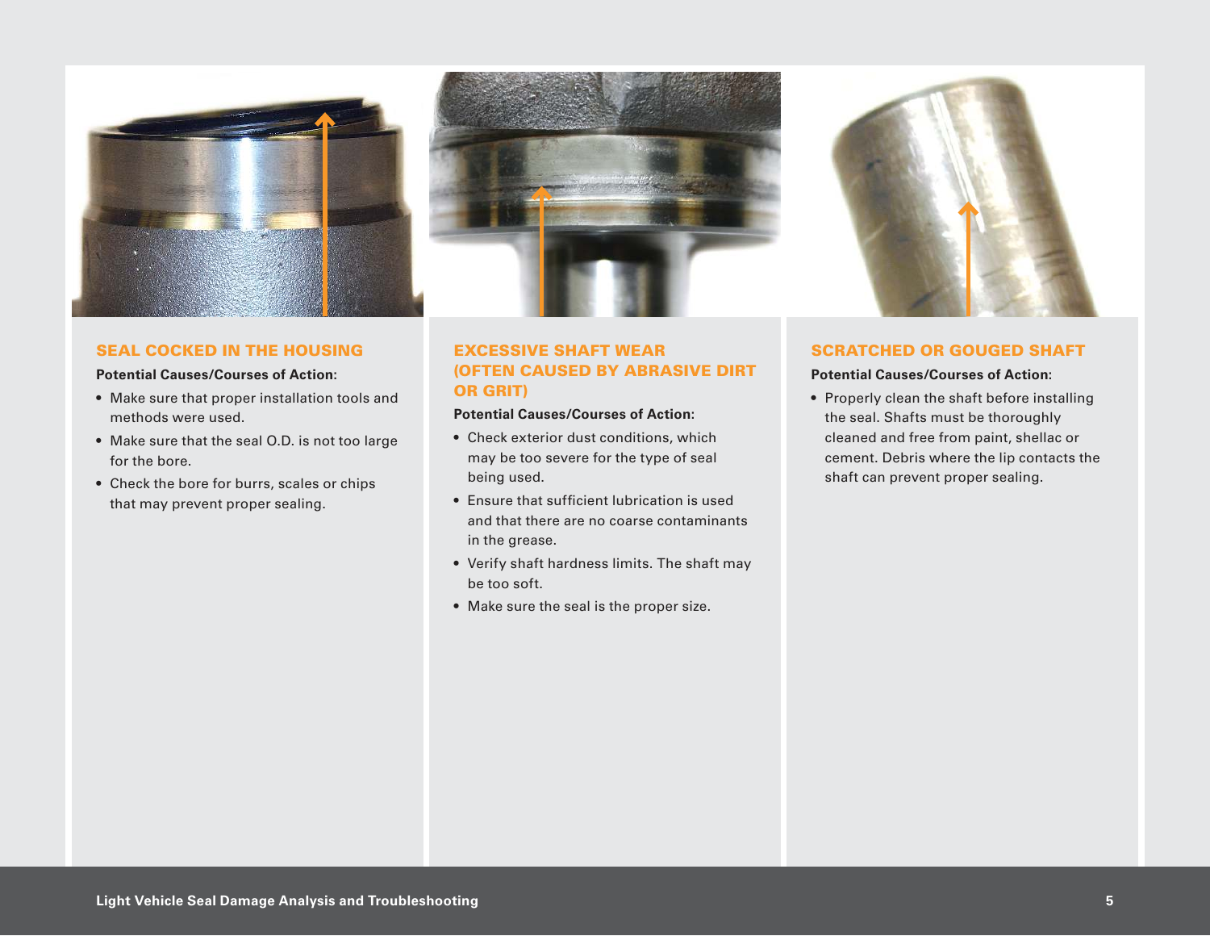## SEAL COCKED IN THE HOUSING

**Potential Causes/Courses of Action:**

- Make sure that proper installation tools and methods were used.
- Make sure that the seal O.D. is not too large for the bore.
- Check the bore for burrs, scales or chips that may prevent proper sealing.

## EXCESSIVE SHAFT WEAR (OFTEN CAUSED BY ABRASIVE DIRT OR GRIT)

**Potential Causes/Courses of Action:**

- Check exterior dust conditions, which may be too severe for the type of seal being used.
- Ensure that sufficient lubrication is used and that there are no coarse contaminants in the grease.
- Verify shaft hardness limits. The shaft may be too soft.
- Make sure the seal is the proper size.

## SCRATCHED OR GOUGED SHAFT

**Potential Causes/Courses of Action:**

- Properly clean the shaft before installing the seal. Shafts must be thoroughly cleaned and free from paint, shellac or cement. Debris where the lip contacts the shaft can prevent proper sealing.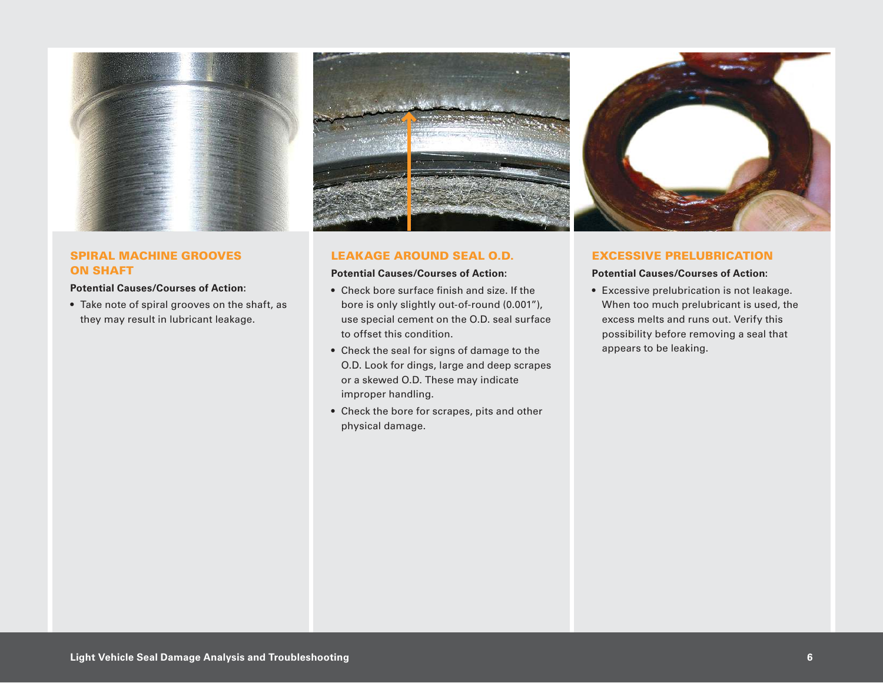## SPIRAL MACHINE GROOVES ON SHAFT

**Potential Causes/Courses of Action:**

- Take note of spiral grooves on the shaft, as they may result in lubricant leakage.

## LEAKAGE AROUND SEAL O.D.

**Potential Causes/Courses of Action:**

- Check bore surface finish and size. If the bore is only slightly out-of-round (0.001"), use special cement on the O.D. seal surface to offset this condition.
- Check the seal for signs of damage to the O.D. Look for dings, large and deep scrapes or a skewed O.D. These may indicate improper handling.
- Check the bore for scrapes, pits and other physical damage.

## EXCESSIVE PRELUBRICATION

**Potential Causes/Courses of Action:**

- Excessive prelubrication is not leakage. When too much prelubricant is used, the excess melts and runs out. Verify this possibility before removing a seal that appears to be leaking.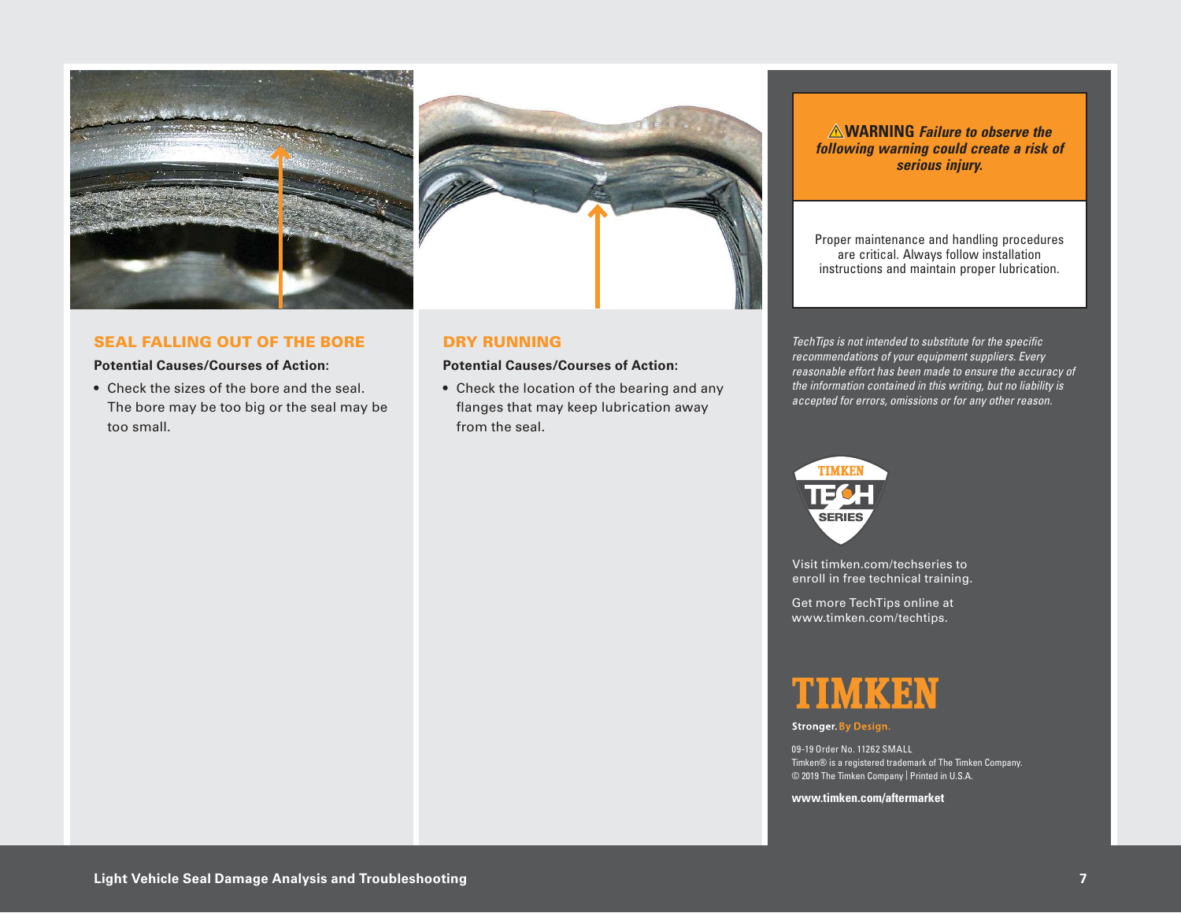## SEAL FALLING OUT OF THE BORE

**Potential Causes/Courses of Action:**

- Check the sizes of the bore and the seal. The bore may be too big or the seal may be too small.

## DRY RUNNING

**Potential Causes/Courses of Action:**

- Check the location of the bearing and any flanges that may keep lubrication away from the seal.

⚠**WARNING** ***Failure to observe the following warning could create a risk of serious injury.***

Proper maintenance and handling procedures are critical. Always follow installation instructions and maintain proper lubrication.

*TechTips is not intended to substitute for the specific recommendations of your equipment suppliers. Every reasonable effort has been made to ensure the accuracy of the information contained in this writing, but no liability is accepted for errors, omissions or for any other reason.*

TIMKEN TECH SERIES

Visit timken.com/techseries to enroll in free technical training.

Get more TechTips online at www.timken.com/techtips.

**TIMKEN**

**Stronger.** By Design.

09-19 Order No. 11262 SMALL
Timken® is a registered trademark of The Timken Company.
© 2019 The Timken Company | Printed in U.S.A.

**www.timken.com/aftermarket**